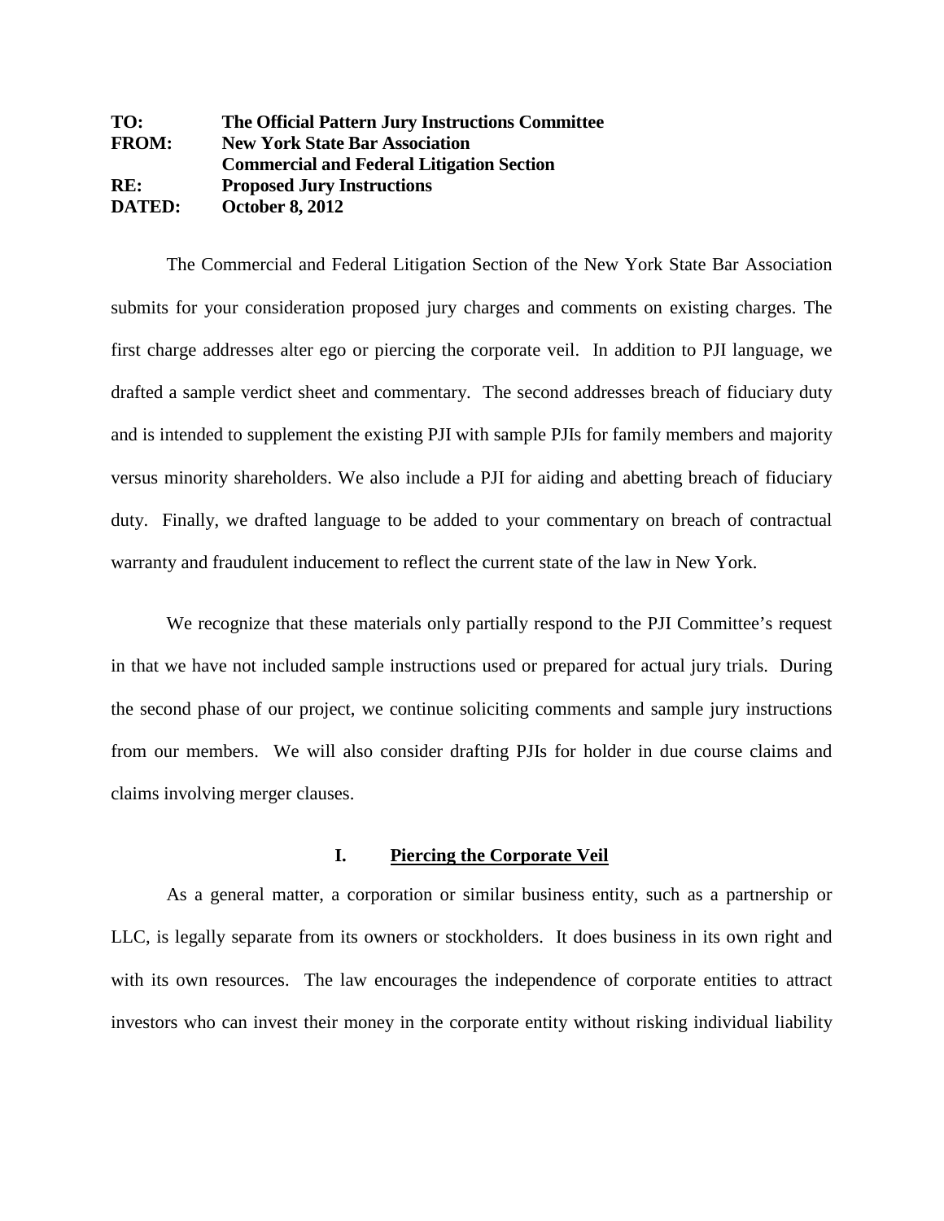**TO:** **The Official Pattern Jury Instructions Committee**
**FROM:** **New York State Bar Association**
**Commercial and Federal Litigation Section**
**RE:** **Proposed Jury Instructions**
**DATED:** **October 8, 2012**

The Commercial and Federal Litigation Section of the New York State Bar Association submits for your consideration proposed jury charges and comments on existing charges. The first charge addresses alter ego or piercing the corporate veil. In addition to PJI language, we drafted a sample verdict sheet and commentary. The second addresses breach of fiduciary duty and is intended to supplement the existing PJI with sample PJIs for family members and majority versus minority shareholders. We also include a PJI for aiding and abetting breach of fiduciary duty. Finally, we drafted language to be added to your commentary on breach of contractual warranty and fraudulent inducement to reflect the current state of the law in New York.

We recognize that these materials only partially respond to the PJI Committee's request in that we have not included sample instructions used or prepared for actual jury trials. During the second phase of our project, we continue soliciting comments and sample jury instructions from our members. We will also consider drafting PJIs for holder in due course claims and claims involving merger clauses.

## I. Piercing the Corporate Veil

As a general matter, a corporation or similar business entity, such as a partnership or LLC, is legally separate from its owners or stockholders. It does business in its own right and with its own resources. The law encourages the independence of corporate entities to attract investors who can invest their money in the corporate entity without risking individual liability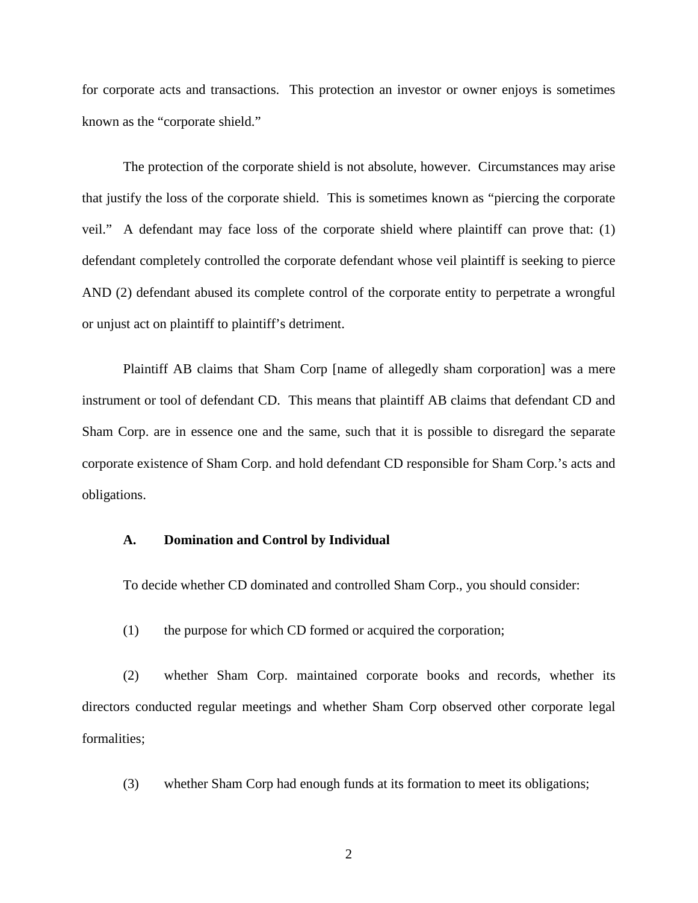for corporate acts and transactions. This protection an investor or owner enjoys is sometimes known as the "corporate shield."

The protection of the corporate shield is not absolute, however. Circumstances may arise that justify the loss of the corporate shield. This is sometimes known as "piercing the corporate veil." A defendant may face loss of the corporate shield where plaintiff can prove that: (1) defendant completely controlled the corporate defendant whose veil plaintiff is seeking to pierce AND (2) defendant abused its complete control of the corporate entity to perpetrate a wrongful or unjust act on plaintiff to plaintiff's detriment.

Plaintiff AB claims that Sham Corp [name of allegedly sham corporation] was a mere instrument or tool of defendant CD. This means that plaintiff AB claims that defendant CD and Sham Corp. are in essence one and the same, such that it is possible to disregard the separate corporate existence of Sham Corp. and hold defendant CD responsible for Sham Corp.'s acts and obligations.

**A. Domination and Control by Individual**

To decide whether CD dominated and controlled Sham Corp., you should consider:

(1) the purpose for which CD formed or acquired the corporation;

(2) whether Sham Corp. maintained corporate books and records, whether its directors conducted regular meetings and whether Sham Corp observed other corporate legal formalities;

(3) whether Sham Corp had enough funds at its formation to meet its obligations;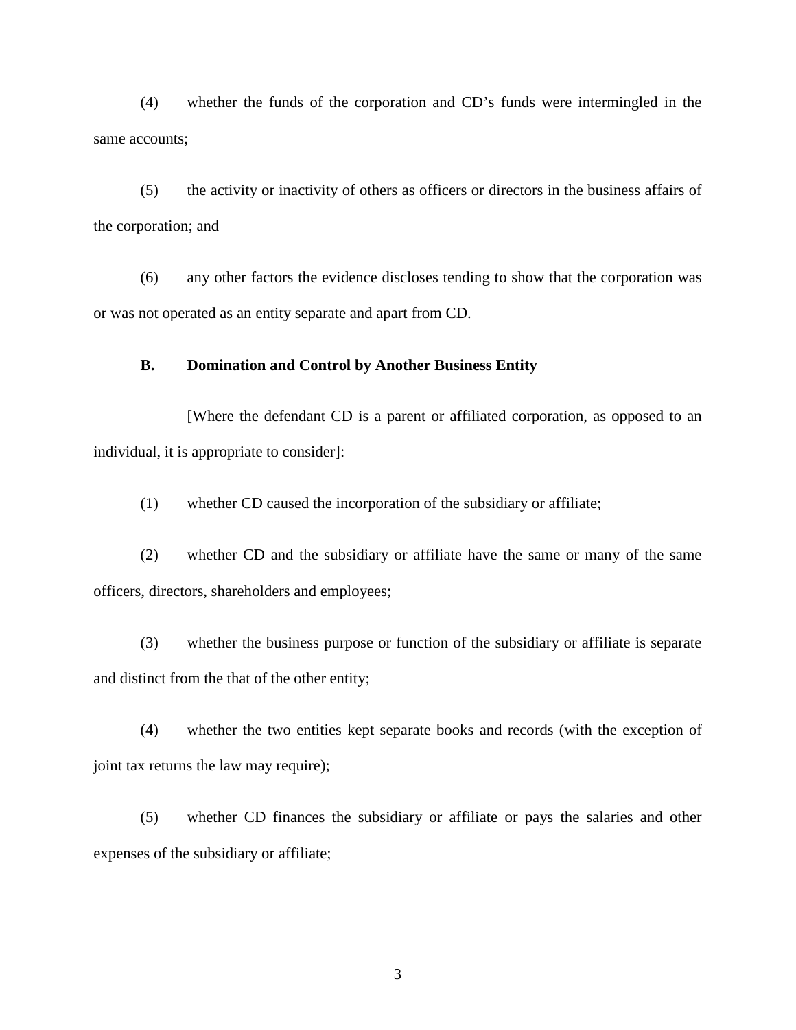(4) whether the funds of the corporation and CD's funds were intermingled in the same accounts;

(5) the activity or inactivity of others as officers or directors in the business affairs of the corporation; and

(6) any other factors the evidence discloses tending to show that the corporation was or was not operated as an entity separate and apart from CD.

**B. Domination and Control by Another Business Entity**

[Where the defendant CD is a parent or affiliated corporation, as opposed to an individual, it is appropriate to consider]:

(1) whether CD caused the incorporation of the subsidiary or affiliate;

(2) whether CD and the subsidiary or affiliate have the same or many of the same officers, directors, shareholders and employees;

(3) whether the business purpose or function of the subsidiary or affiliate is separate and distinct from the that of the other entity;

(4) whether the two entities kept separate books and records (with the exception of joint tax returns the law may require);

(5) whether CD finances the subsidiary or affiliate or pays the salaries and other expenses of the subsidiary or affiliate;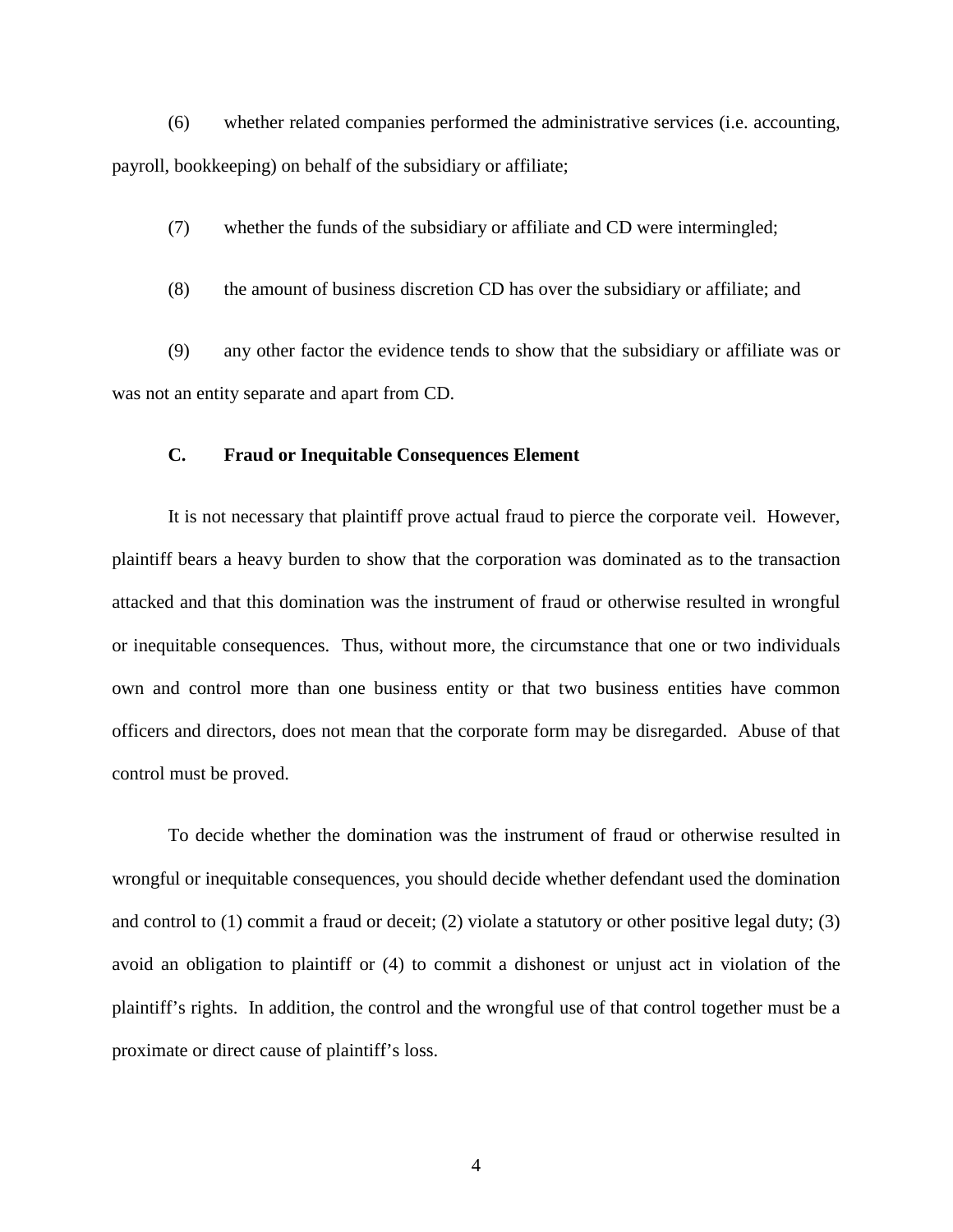(6) whether related companies performed the administrative services (i.e. accounting, payroll, bookkeeping) on behalf of the subsidiary or affiliate;

(7) whether the funds of the subsidiary or affiliate and CD were intermingled;

(8) the amount of business discretion CD has over the subsidiary or affiliate; and

(9) any other factor the evidence tends to show that the subsidiary or affiliate was or was not an entity separate and apart from CD.

### C. Fraud or Inequitable Consequences Element

It is not necessary that plaintiff prove actual fraud to pierce the corporate veil. However, plaintiff bears a heavy burden to show that the corporation was dominated as to the transaction attacked and that this domination was the instrument of fraud or otherwise resulted in wrongful or inequitable consequences. Thus, without more, the circumstance that one or two individuals own and control more than one business entity or that two business entities have common officers and directors, does not mean that the corporate form may be disregarded. Abuse of that control must be proved.

To decide whether the domination was the instrument of fraud or otherwise resulted in wrongful or inequitable consequences, you should decide whether defendant used the domination and control to (1) commit a fraud or deceit; (2) violate a statutory or other positive legal duty; (3) avoid an obligation to plaintiff or (4) to commit a dishonest or unjust act in violation of the plaintiff's rights. In addition, the control and the wrongful use of that control together must be a proximate or direct cause of plaintiff's loss.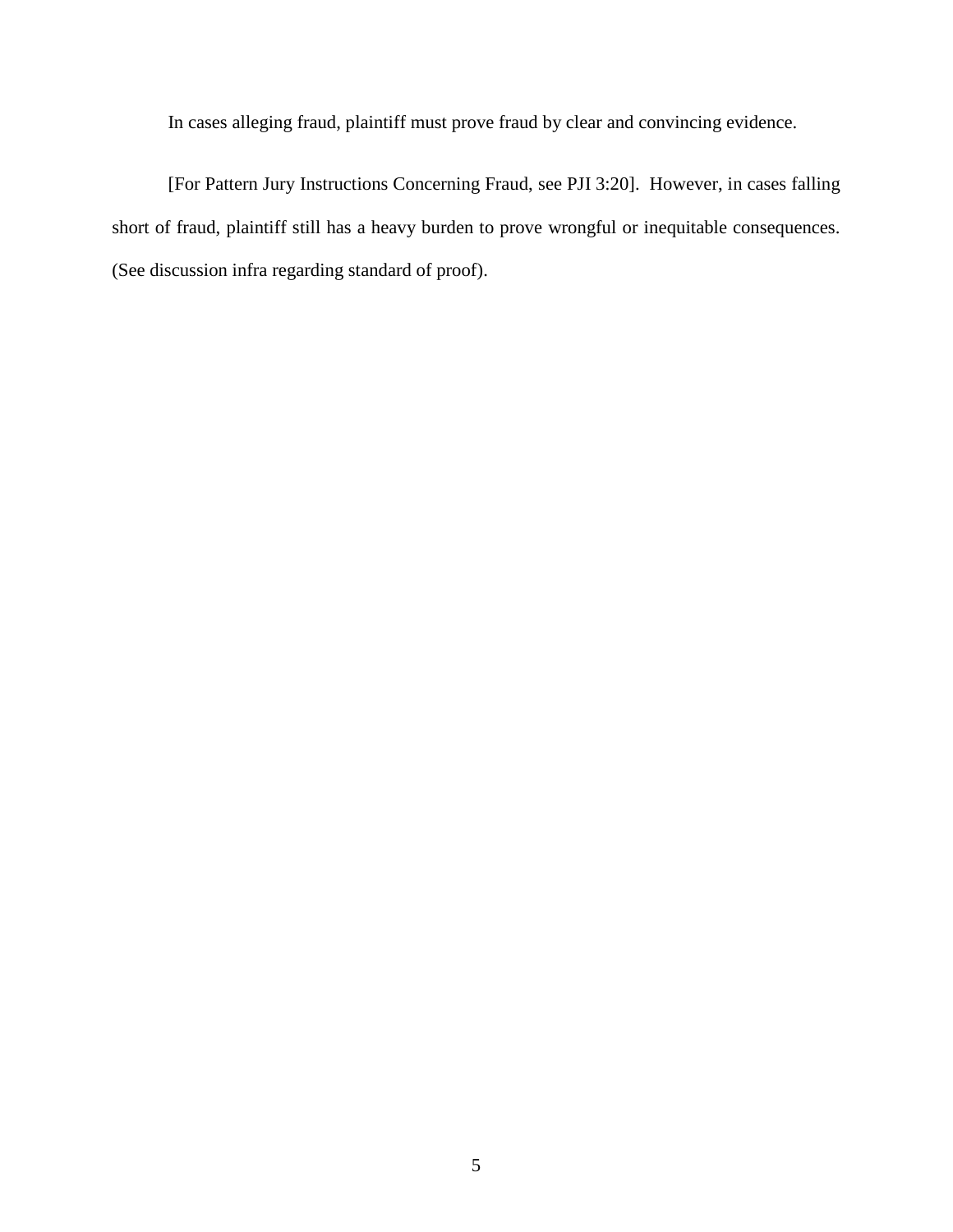In cases alleging fraud, plaintiff must prove fraud by clear and convincing evidence.

[For Pattern Jury Instructions Concerning Fraud, see PJI 3:20]. However, in cases falling short of fraud, plaintiff still has a heavy burden to prove wrongful or inequitable consequences. (See discussion infra regarding standard of proof).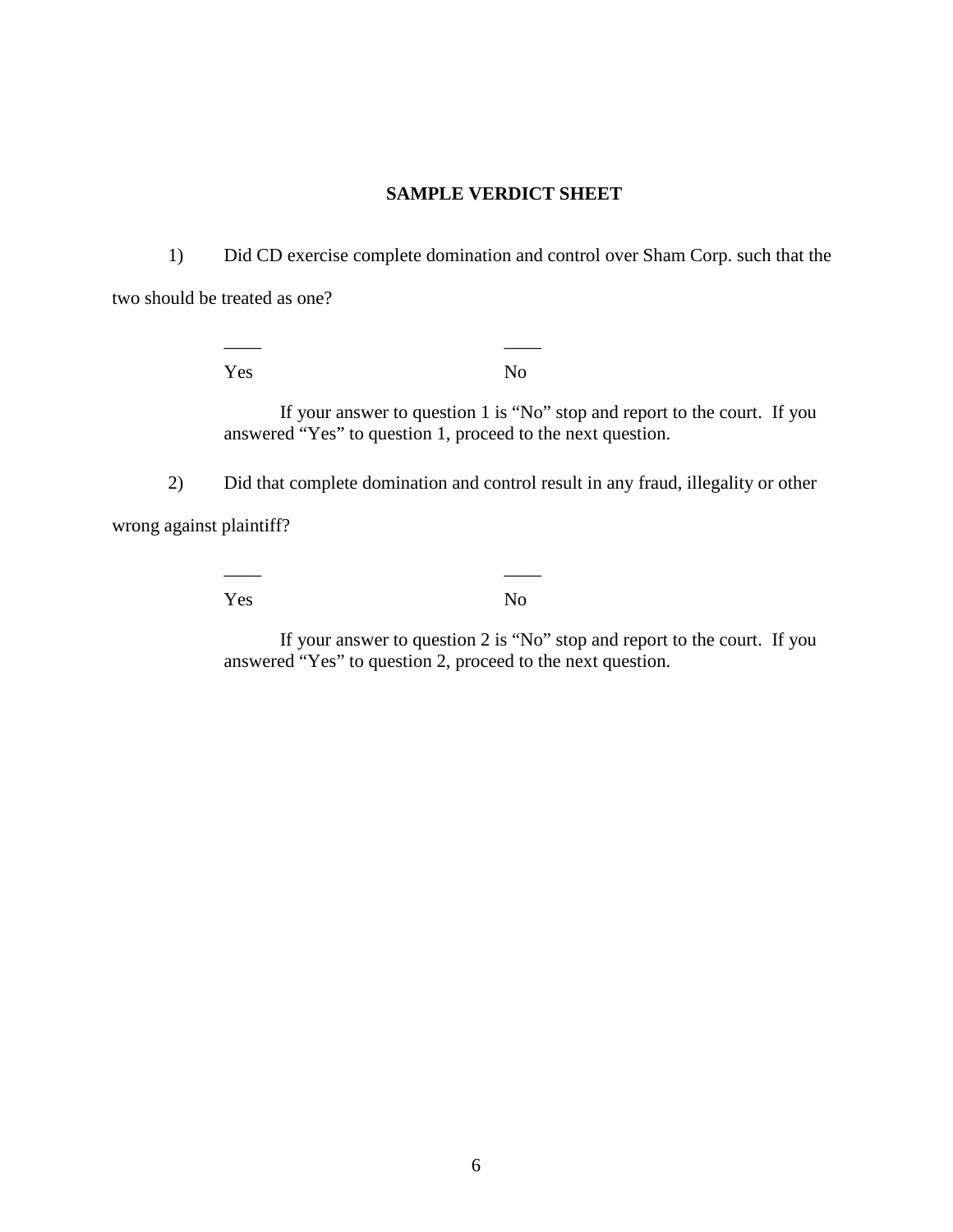**SAMPLE VERDICT SHEET**

1) Did CD exercise complete domination and control over Sham Corp. such that the two should be treated as one?

____ Yes ____ No

If your answer to question 1 is "No" stop and report to the court. If you answered "Yes" to question 1, proceed to the next question.

2) Did that complete domination and control result in any fraud, illegality or other wrong against plaintiff?

____ Yes ____ No

If your answer to question 2 is "No" stop and report to the court. If you answered "Yes" to question 2, proceed to the next question.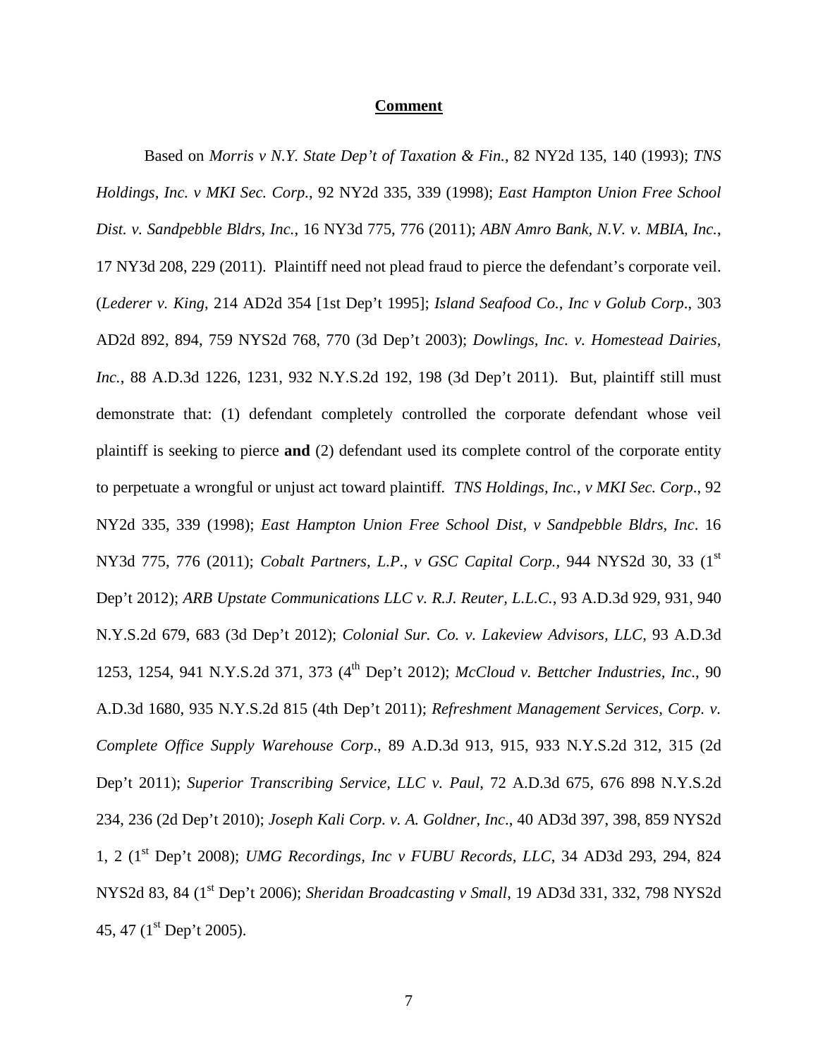**Comment**

Based on *Morris v N.Y. State Dep't of Taxation & Fin.*, 82 NY2d 135, 140 (1993); *TNS Holdings, Inc. v MKI Sec. Corp.*, 92 NY2d 335, 339 (1998); *East Hampton Union Free School Dist. v. Sandpebble Bldrs, Inc.*, 16 NY3d 775, 776 (2011); *ABN Amro Bank, N.V. v. MBIA, Inc.*, 17 NY3d 208, 229 (2011). Plaintiff need not plead fraud to pierce the defendant's corporate veil. (*Lederer v. King*, 214 AD2d 354 [1st Dep't 1995]; *Island Seafood Co., Inc v Golub Corp*., 303 AD2d 892, 894, 759 NYS2d 768, 770 (3d Dep't 2003); *Dowlings, Inc. v. Homestead Dairies, Inc.*, 88 A.D.3d 1226, 1231, 932 N.Y.S.2d 192, 198 (3d Dep't 2011). But, plaintiff still must demonstrate that: (1) defendant completely controlled the corporate defendant whose veil plaintiff is seeking to pierce **and** (2) defendant used its complete control of the corporate entity to perpetuate a wrongful or unjust act toward plaintiff. *TNS Holdings, Inc., v MKI Sec. Corp*., 92 NY2d 335, 339 (1998); *East Hampton Union Free School Dist, v Sandpebble Bldrs, Inc*. 16 NY3d 775, 776 (2011); *Cobalt Partners, L.P., v GSC Capital Corp.*, 944 NYS2d 30, 33 (1st Dep't 2012); *ARB Upstate Communications LLC v. R.J. Reuter, L.L.C.*, 93 A.D.3d 929, 931, 940 N.Y.S.2d 679, 683 (3d Dep't 2012); *Colonial Sur. Co. v. Lakeview Advisors, LLC*, 93 A.D.3d 1253, 1254, 941 N.Y.S.2d 371, 373 (4th Dep't 2012); *McCloud v. Bettcher Industries, Inc*., 90 A.D.3d 1680, 935 N.Y.S.2d 815 (4th Dep't 2011); *Refreshment Management Services, Corp. v. Complete Office Supply Warehouse Corp*., 89 A.D.3d 913, 915, 933 N.Y.S.2d 312, 315 (2d Dep't 2011); *Superior Transcribing Service, LLC v. Paul*, 72 A.D.3d 675, 676 898 N.Y.S.2d 234, 236 (2d Dep't 2010); *Joseph Kali Corp. v. A. Goldner, Inc*., 40 AD3d 397, 398, 859 NYS2d 1, 2 (1st Dep't 2008); *UMG Recordings, Inc v FUBU Records, LLC*, 34 AD3d 293, 294, 824 NYS2d 83, 84 (1st Dep't 2006); *Sheridan Broadcasting v Small*, 19 AD3d 331, 332, 798 NYS2d 45, 47 (1st Dep't 2005).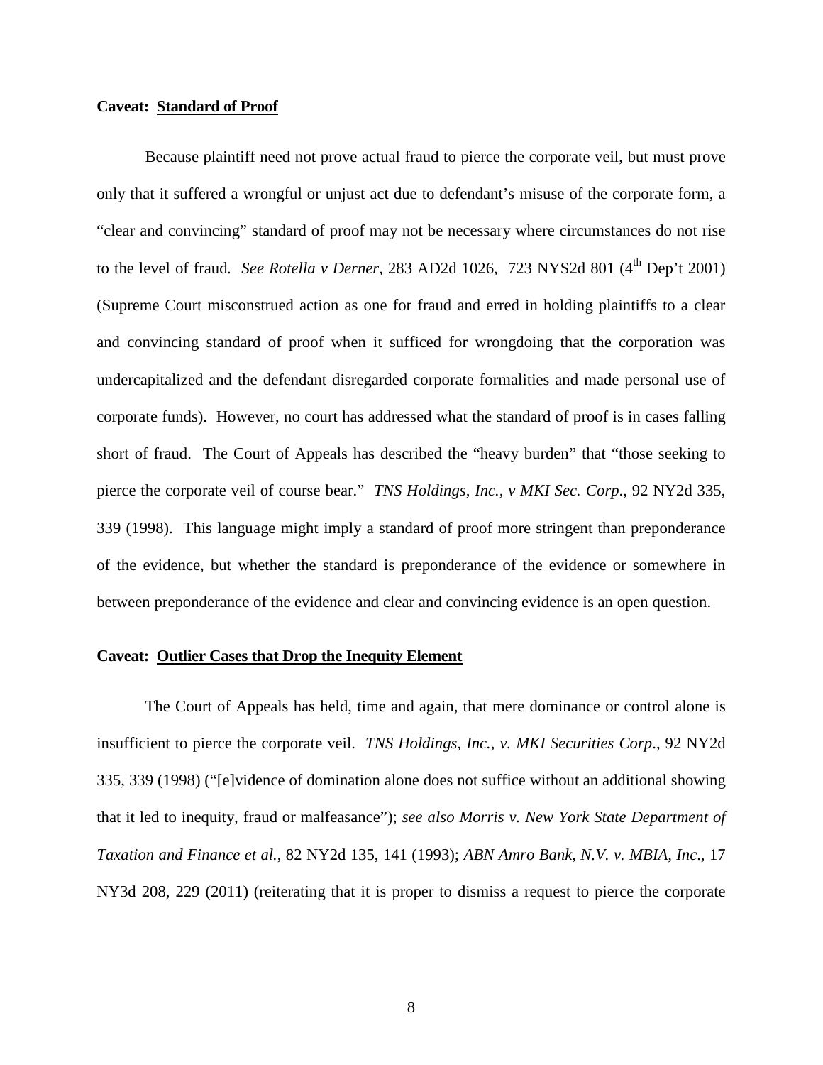**Caveat: <u>Standard of Proof</u>**

Because plaintiff need not prove actual fraud to pierce the corporate veil, but must prove only that it suffered a wrongful or unjust act due to defendant's misuse of the corporate form, a "clear and convincing" standard of proof may not be necessary where circumstances do not rise to the level of fraud. *See Rotella v Derner*, 283 AD2d 1026, 723 NYS2d 801 (4th Dep't 2001) (Supreme Court misconstrued action as one for fraud and erred in holding plaintiffs to a clear and convincing standard of proof when it sufficed for wrongdoing that the corporation was undercapitalized and the defendant disregarded corporate formalities and made personal use of corporate funds). However, no court has addressed what the standard of proof is in cases falling short of fraud. The Court of Appeals has described the "heavy burden" that "those seeking to pierce the corporate veil of course bear." *TNS Holdings, Inc., v MKI Sec. Corp.*, 92 NY2d 335, 339 (1998). This language might imply a standard of proof more stringent than preponderance of the evidence, but whether the standard is preponderance of the evidence or somewhere in between preponderance of the evidence and clear and convincing evidence is an open question.

**Caveat: <u>Outlier Cases that Drop the Inequity Element</u>**

The Court of Appeals has held, time and again, that mere dominance or control alone is insufficient to pierce the corporate veil. *TNS Holdings, Inc., v. MKI Securities Corp.*, 92 NY2d 335, 339 (1998) ("[e]vidence of domination alone does not suffice without an additional showing that it led to inequity, fraud or malfeasance"); *see also Morris v. New York State Department of Taxation and Finance et al.*, 82 NY2d 135, 141 (1993); *ABN Amro Bank, N.V. v. MBIA, Inc.*, 17 NY3d 208, 229 (2011) (reiterating that it is proper to dismiss a request to pierce the corporate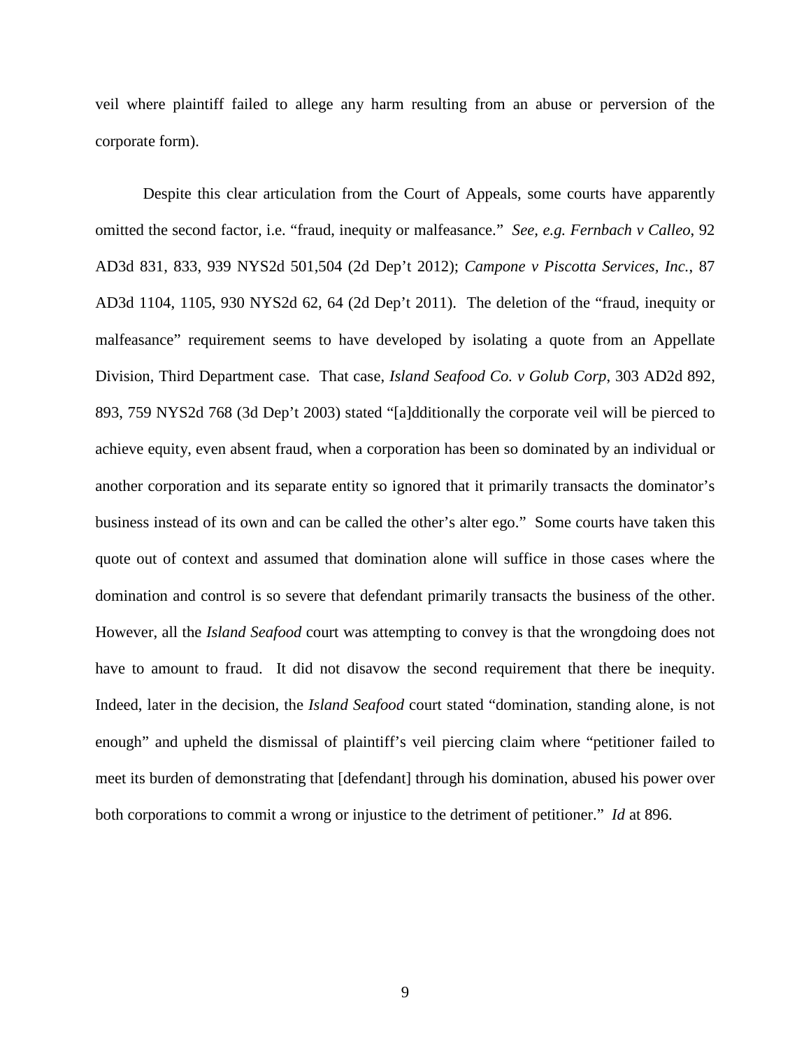veil where plaintiff failed to allege any harm resulting from an abuse or perversion of the corporate form).

Despite this clear articulation from the Court of Appeals, some courts have apparently omitted the second factor, i.e. "fraud, inequity or malfeasance." *See, e.g. Fernbach v Calleo*, 92 AD3d 831, 833, 939 NYS2d 501,504 (2d Dep't 2012); *Campone v Piscotta Services, Inc.*, 87 AD3d 1104, 1105, 930 NYS2d 62, 64 (2d Dep't 2011). The deletion of the "fraud, inequity or malfeasance" requirement seems to have developed by isolating a quote from an Appellate Division, Third Department case. That case, *Island Seafood Co. v Golub Corp*, 303 AD2d 892, 893, 759 NYS2d 768 (3d Dep't 2003) stated "[a]dditionally the corporate veil will be pierced to achieve equity, even absent fraud, when a corporation has been so dominated by an individual or another corporation and its separate entity so ignored that it primarily transacts the dominator's business instead of its own and can be called the other's alter ego." Some courts have taken this quote out of context and assumed that domination alone will suffice in those cases where the domination and control is so severe that defendant primarily transacts the business of the other. However, all the *Island Seafood* court was attempting to convey is that the wrongdoing does not have to amount to fraud. It did not disavow the second requirement that there be inequity. Indeed, later in the decision, the *Island Seafood* court stated "domination, standing alone, is not enough" and upheld the dismissal of plaintiff's veil piercing claim where "petitioner failed to meet its burden of demonstrating that [defendant] through his domination, abused his power over both corporations to commit a wrong or injustice to the detriment of petitioner." *Id* at 896.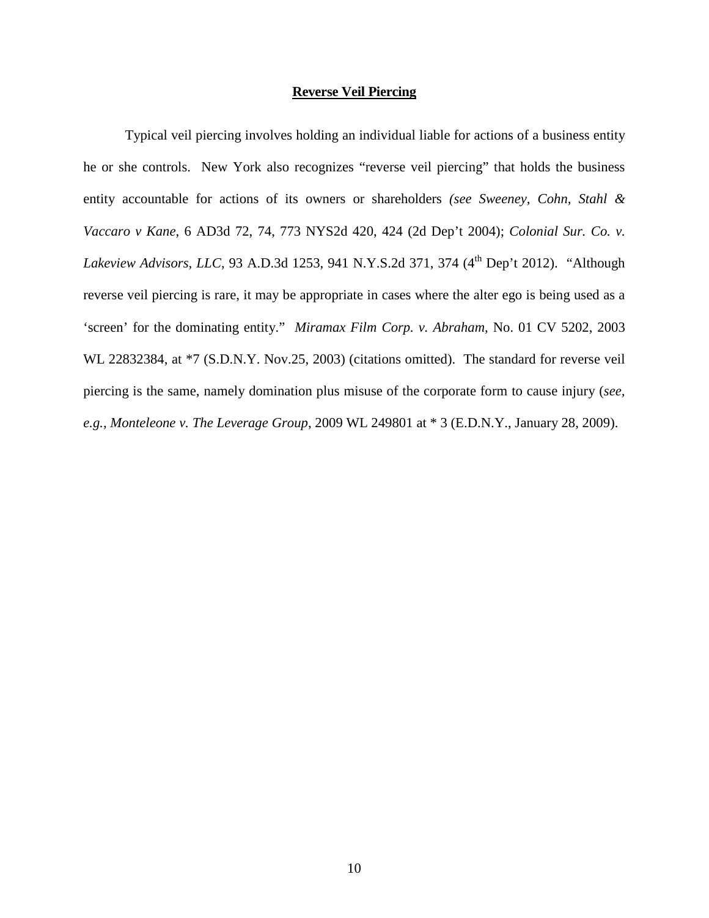## **Reverse Veil Piercing**

Typical veil piercing involves holding an individual liable for actions of a business entity he or she controls. New York also recognizes "reverse veil piercing" that holds the business entity accountable for actions of its owners or shareholders *(see Sweeney, Cohn, Stahl & Vaccaro v Kane*, 6 AD3d 72, 74, 773 NYS2d 420, 424 (2d Dep't 2004); *Colonial Sur. Co. v. Lakeview Advisors, LLC*, 93 A.D.3d 1253, 941 N.Y.S.2d 371, 374 (4th Dep't 2012). "Although reverse veil piercing is rare, it may be appropriate in cases where the alter ego is being used as a 'screen' for the dominating entity." *Miramax Film Corp. v. Abraham,* No. 01 CV 5202, 2003 WL 22832384, at *7 (S.D.N.Y. Nov.25, 2003) (citations omitted). The standard for reverse veil piercing is the same, namely domination plus misuse of the corporate form to cause injury (*see, e.g., Monteleone v. The Leverage Group*, 2009 WL 249801 at * 3 (E.D.N.Y., January 28, 2009).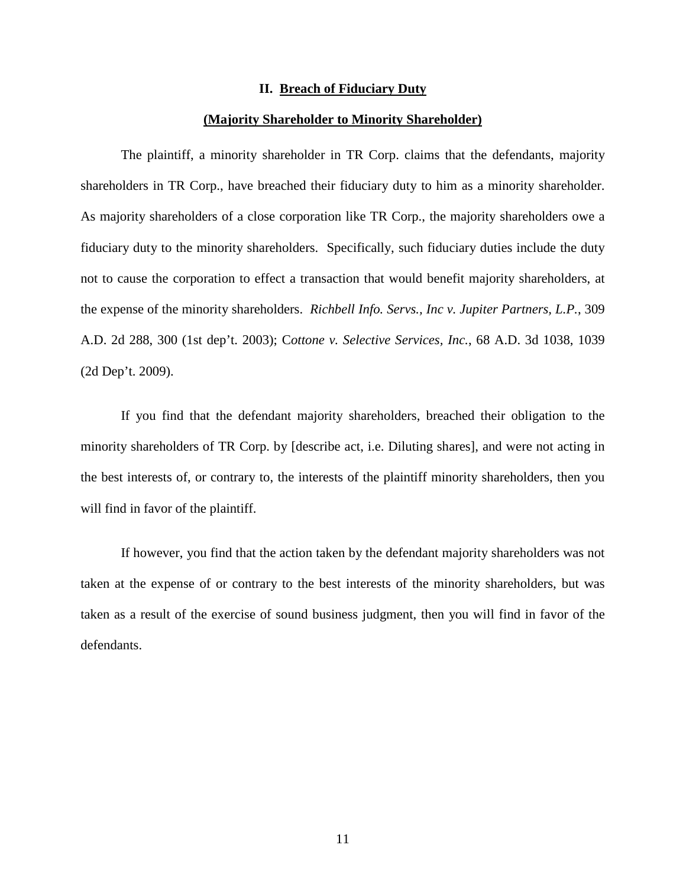## II. Breach of Fiduciary Duty

### (Majority Shareholder to Minority Shareholder)

The plaintiff, a minority shareholder in TR Corp. claims that the defendants, majority shareholders in TR Corp., have breached their fiduciary duty to him as a minority shareholder. As majority shareholders of a close corporation like TR Corp., the majority shareholders owe a fiduciary duty to the minority shareholders. Specifically, such fiduciary duties include the duty not to cause the corporation to effect a transaction that would benefit majority shareholders, at the expense of the minority shareholders. *Richbell Info. Servs., Inc v. Jupiter Partners, L.P.*, 309 A.D. 2d 288, 300 (1st dep't. 2003); C*ottone v. Selective Services, Inc.*, 68 A.D. 3d 1038, 1039 (2d Dep't. 2009).

If you find that the defendant majority shareholders, breached their obligation to the minority shareholders of TR Corp. by [describe act, i.e. Diluting shares], and were not acting in the best interests of, or contrary to, the interests of the plaintiff minority shareholders, then you will find in favor of the plaintiff.

If however, you find that the action taken by the defendant majority shareholders was not taken at the expense of or contrary to the best interests of the minority shareholders, but was taken as a result of the exercise of sound business judgment, then you will find in favor of the defendants.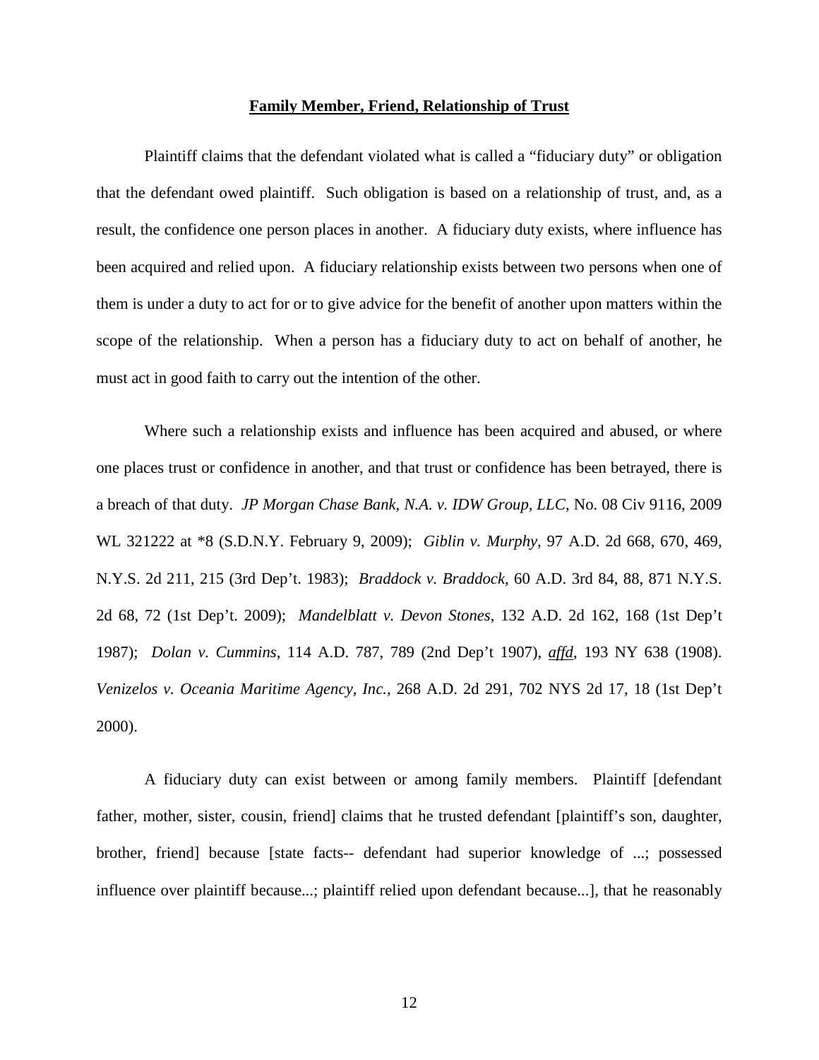**Family Member, Friend, Relationship of Trust**

Plaintiff claims that the defendant violated what is called a "fiduciary duty" or obligation that the defendant owed plaintiff. Such obligation is based on a relationship of trust, and, as a result, the confidence one person places in another. A fiduciary duty exists, where influence has been acquired and relied upon. A fiduciary relationship exists between two persons when one of them is under a duty to act for or to give advice for the benefit of another upon matters within the scope of the relationship. When a person has a fiduciary duty to act on behalf of another, he must act in good faith to carry out the intention of the other.

Where such a relationship exists and influence has been acquired and abused, or where one places trust or confidence in another, and that trust or confidence has been betrayed, there is a breach of that duty. *JP Morgan Chase Bank, N.A. v. IDW Group, LLC*, No. 08 Civ 9116, 2009 WL 321222 at *8 (S.D.N.Y. February 9, 2009); *Giblin v. Murphy*, 97 A.D. 2d 668, 670, 469, N.Y.S. 2d 211, 215 (3rd Dep't. 1983); *Braddock v. Braddock,* 60 A.D. 3rd 84, 88, 871 N.Y.S. 2d 68, 72 (1st Dep't. 2009); *Mandelblatt v. Devon Stones*, 132 A.D. 2d 162, 168 (1st Dep't 1987); *Dolan v. Cummins*, 114 A.D. 787, 789 (2nd Dep't 1907), *affd*, 193 NY 638 (1908). *Venizelos v. Oceania Maritime Agency, Inc.,* 268 A.D. 2d 291, 702 NYS 2d 17, 18 (1st Dep't 2000).

A fiduciary duty can exist between or among family members. Plaintiff [defendant father, mother, sister, cousin, friend] claims that he trusted defendant [plaintiff's son, daughter, brother, friend] because [state facts-- defendant had superior knowledge of ...; possessed influence over plaintiff because...; plaintiff relied upon defendant because...], that he reasonably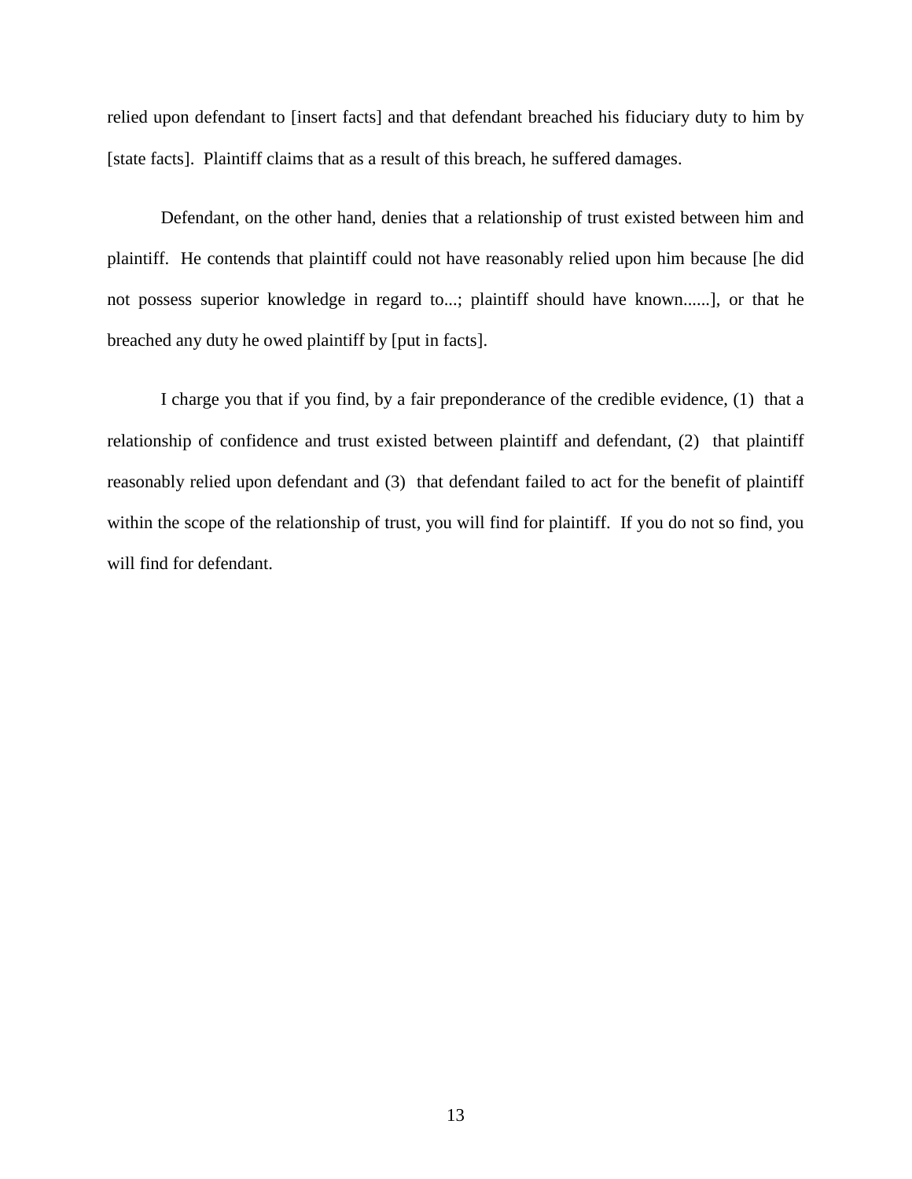relied upon defendant to [insert facts] and that defendant breached his fiduciary duty to him by [state facts]. Plaintiff claims that as a result of this breach, he suffered damages.

Defendant, on the other hand, denies that a relationship of trust existed between him and plaintiff. He contends that plaintiff could not have reasonably relied upon him because [he did not possess superior knowledge in regard to...; plaintiff should have known......], or that he breached any duty he owed plaintiff by [put in facts].

I charge you that if you find, by a fair preponderance of the credible evidence, (1) that a relationship of confidence and trust existed between plaintiff and defendant, (2) that plaintiff reasonably relied upon defendant and (3) that defendant failed to act for the benefit of plaintiff within the scope of the relationship of trust, you will find for plaintiff. If you do not so find, you will find for defendant.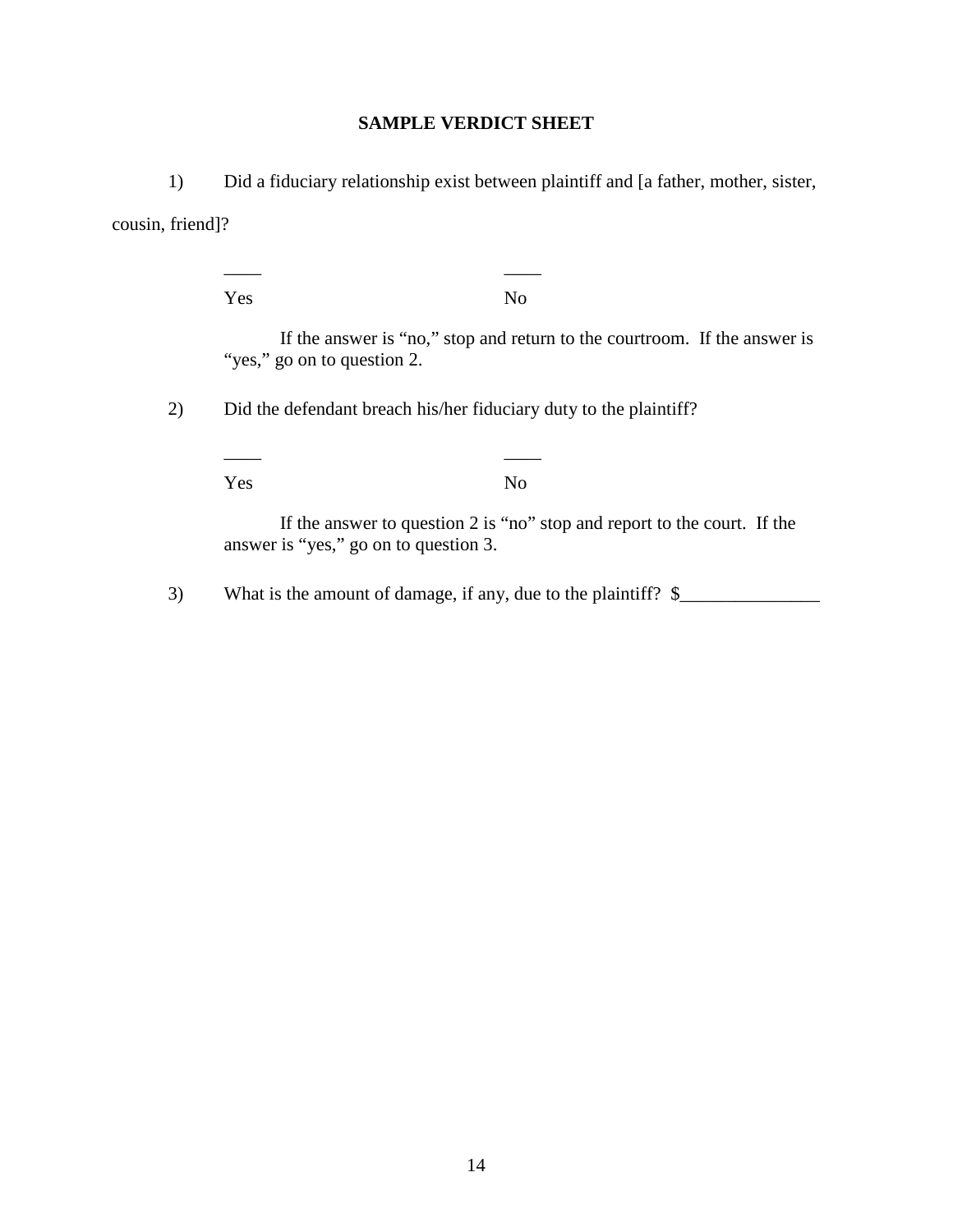## SAMPLE VERDICT SHEET

1) Did a fiduciary relationship exist between plaintiff and [a father, mother, sister, cousin, friend]?

\_\_\_\_ Yes &nbsp;&nbsp;&nbsp;&nbsp;&nbsp;&nbsp;&nbsp;&nbsp;&nbsp;&nbsp;&nbsp;&nbsp;&nbsp;&nbsp;&nbsp;&nbsp;&nbsp;&nbsp;&nbsp;&nbsp; \_\_\_\_ No

If the answer is "no," stop and return to the courtroom. If the answer is "yes," go on to question 2.

2) Did the defendant breach his/her fiduciary duty to the plaintiff?

\_\_\_\_ Yes &nbsp;&nbsp;&nbsp;&nbsp;&nbsp;&nbsp;&nbsp;&nbsp;&nbsp;&nbsp;&nbsp;&nbsp;&nbsp;&nbsp;&nbsp;&nbsp;&nbsp;&nbsp;&nbsp;&nbsp; \_\_\_\_ No

If the answer to question 2 is "no" stop and report to the court. If the answer is "yes," go on to question 3.

3) What is the amount of damage, if any, due to the plaintiff? $\_\_\_\_\_\_\_\_\_\_\_\_\_\_\_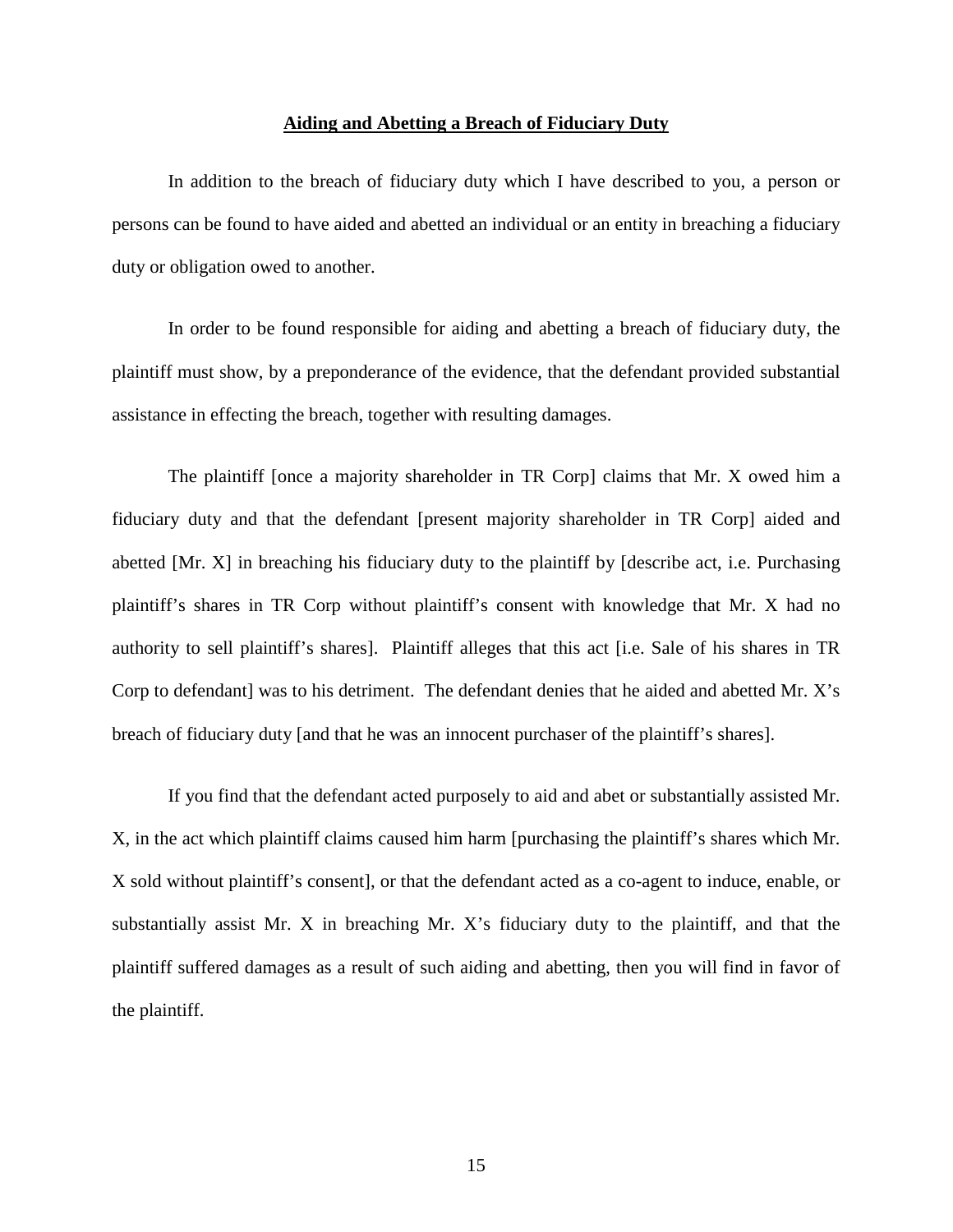**Aiding and Abetting a Breach of Fiduciary Duty**

In addition to the breach of fiduciary duty which I have described to you, a person or persons can be found to have aided and abetted an individual or an entity in breaching a fiduciary duty or obligation owed to another.

In order to be found responsible for aiding and abetting a breach of fiduciary duty, the plaintiff must show, by a preponderance of the evidence, that the defendant provided substantial assistance in effecting the breach, together with resulting damages.

The plaintiff [once a majority shareholder in TR Corp] claims that Mr. X owed him a fiduciary duty and that the defendant [present majority shareholder in TR Corp] aided and abetted [Mr. X] in breaching his fiduciary duty to the plaintiff by [describe act, i.e. Purchasing plaintiff's shares in TR Corp without plaintiff's consent with knowledge that Mr. X had no authority to sell plaintiff's shares]. Plaintiff alleges that this act [i.e. Sale of his shares in TR Corp to defendant] was to his detriment. The defendant denies that he aided and abetted Mr. X's breach of fiduciary duty [and that he was an innocent purchaser of the plaintiff's shares].

If you find that the defendant acted purposely to aid and abet or substantially assisted Mr. X, in the act which plaintiff claims caused him harm [purchasing the plaintiff's shares which Mr. X sold without plaintiff's consent], or that the defendant acted as a co-agent to induce, enable, or substantially assist Mr. X in breaching Mr. X's fiduciary duty to the plaintiff, and that the plaintiff suffered damages as a result of such aiding and abetting, then you will find in favor of the plaintiff.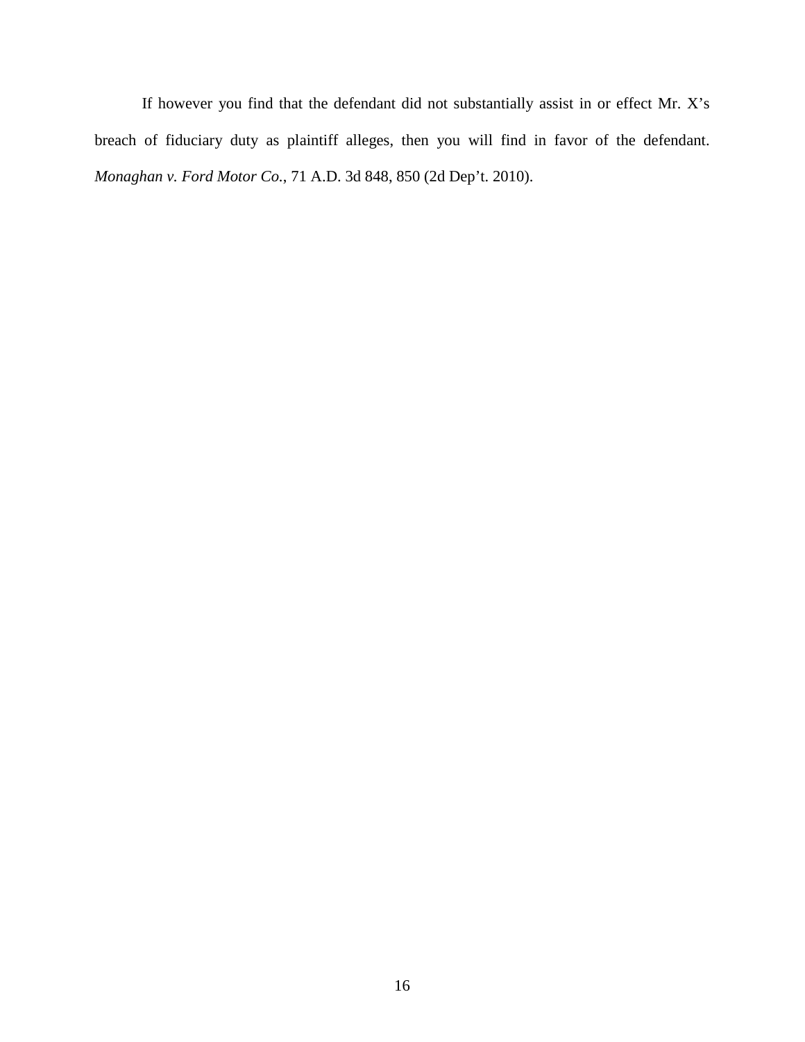If however you find that the defendant did not substantially assist in or effect Mr. X's breach of fiduciary duty as plaintiff alleges, then you will find in favor of the defendant. *Monaghan v. Ford Motor Co.*, 71 A.D. 3d 848, 850 (2d Dep't. 2010).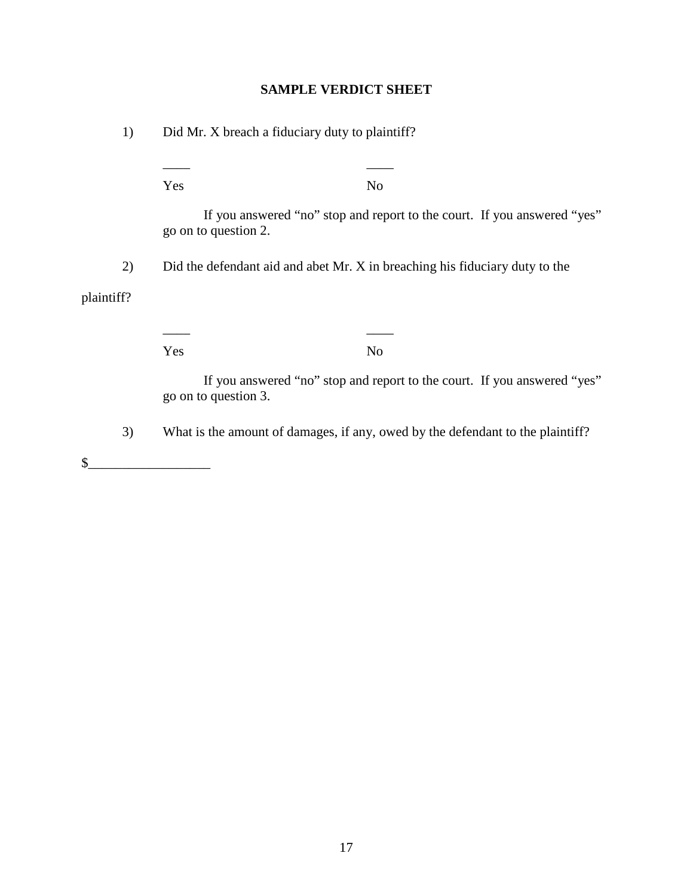**SAMPLE VERDICT SHEET**

1) Did Mr. X breach a fiduciary duty to plaintiff?

____ Yes ____ No

If you answered "no" stop and report to the court. If you answered "yes" go on to question 2.

2) Did the defendant aid and abet Mr. X in breaching his fiduciary duty to the plaintiff?

____ Yes ____ No

If you answered "no" stop and report to the court. If you answered "yes" go on to question 3.

3) What is the amount of damages, if any, owed by the defendant to the plaintiff?

$_________________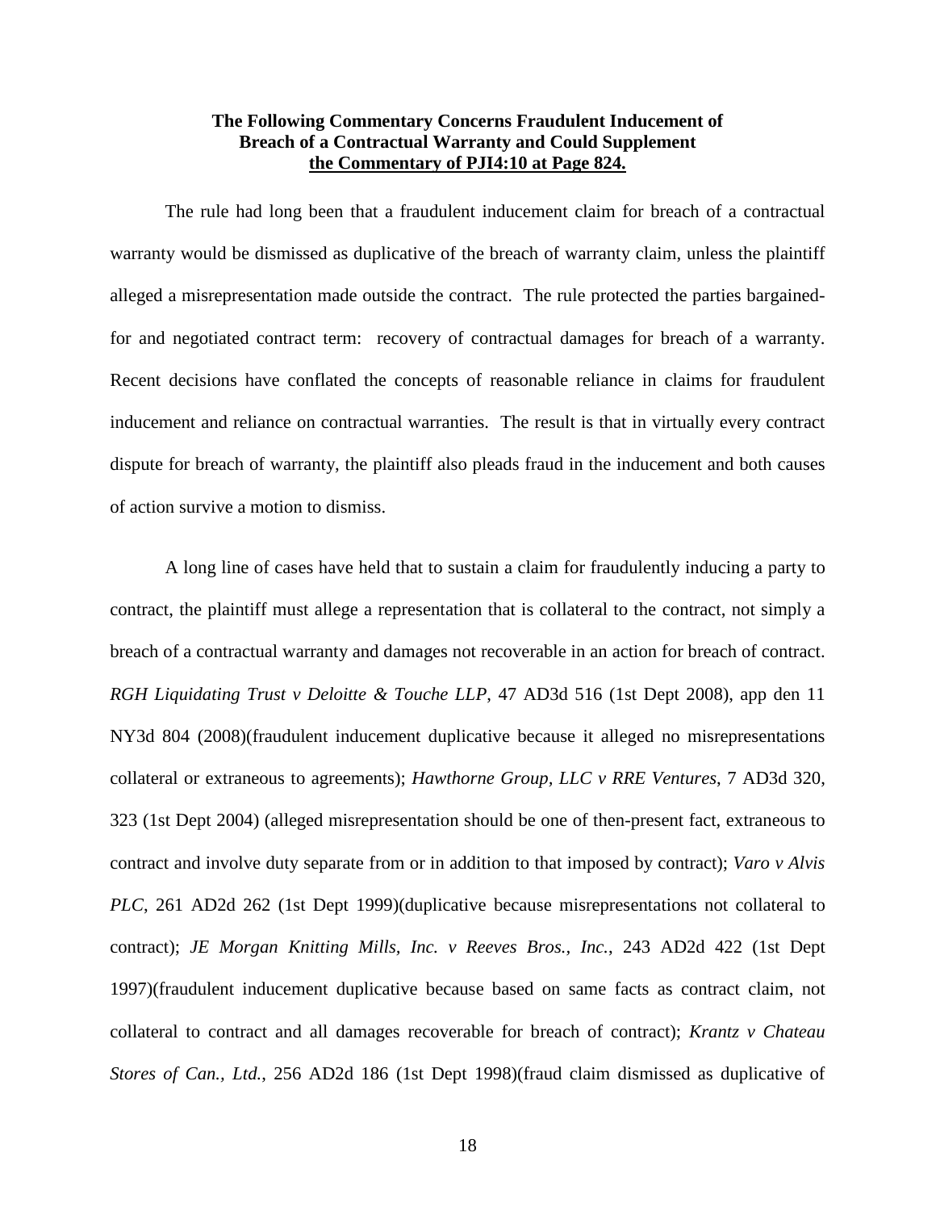**The Following Commentary Concerns Fraudulent Inducement of Breach of a Contractual Warranty and Could Supplement <u>the Commentary of PJI4:10 at Page 824.</u>**

The rule had long been that a fraudulent inducement claim for breach of a contractual warranty would be dismissed as duplicative of the breach of warranty claim, unless the plaintiff alleged a misrepresentation made outside the contract. The rule protected the parties bargained-for and negotiated contract term: recovery of contractual damages for breach of a warranty. Recent decisions have conflated the concepts of reasonable reliance in claims for fraudulent inducement and reliance on contractual warranties. The result is that in virtually every contract dispute for breach of warranty, the plaintiff also pleads fraud in the inducement and both causes of action survive a motion to dismiss.

A long line of cases have held that to sustain a claim for fraudulently inducing a party to contract, the plaintiff must allege a representation that is collateral to the contract, not simply a breach of a contractual warranty and damages not recoverable in an action for breach of contract. *RGH Liquidating Trust v Deloitte & Touche LLP*, 47 AD3d 516 (1st Dept 2008), app den 11 NY3d 804 (2008)(fraudulent inducement duplicative because it alleged no misrepresentations collateral or extraneous to agreements); *Hawthorne Group, LLC v RRE Ventures*, 7 AD3d 320, 323 (1st Dept 2004) (alleged misrepresentation should be one of then-present fact, extraneous to contract and involve duty separate from or in addition to that imposed by contract); *Varo v Alvis PLC*, 261 AD2d 262 (1st Dept 1999)(duplicative because misrepresentations not collateral to contract); *JE Morgan Knitting Mills, Inc. v Reeves Bros., Inc.*, 243 AD2d 422 (1st Dept 1997)(fraudulent inducement duplicative because based on same facts as contract claim, not collateral to contract and all damages recoverable for breach of contract); *Krantz v Chateau Stores of Can., Ltd.*, 256 AD2d 186 (1st Dept 1998)(fraud claim dismissed as duplicative of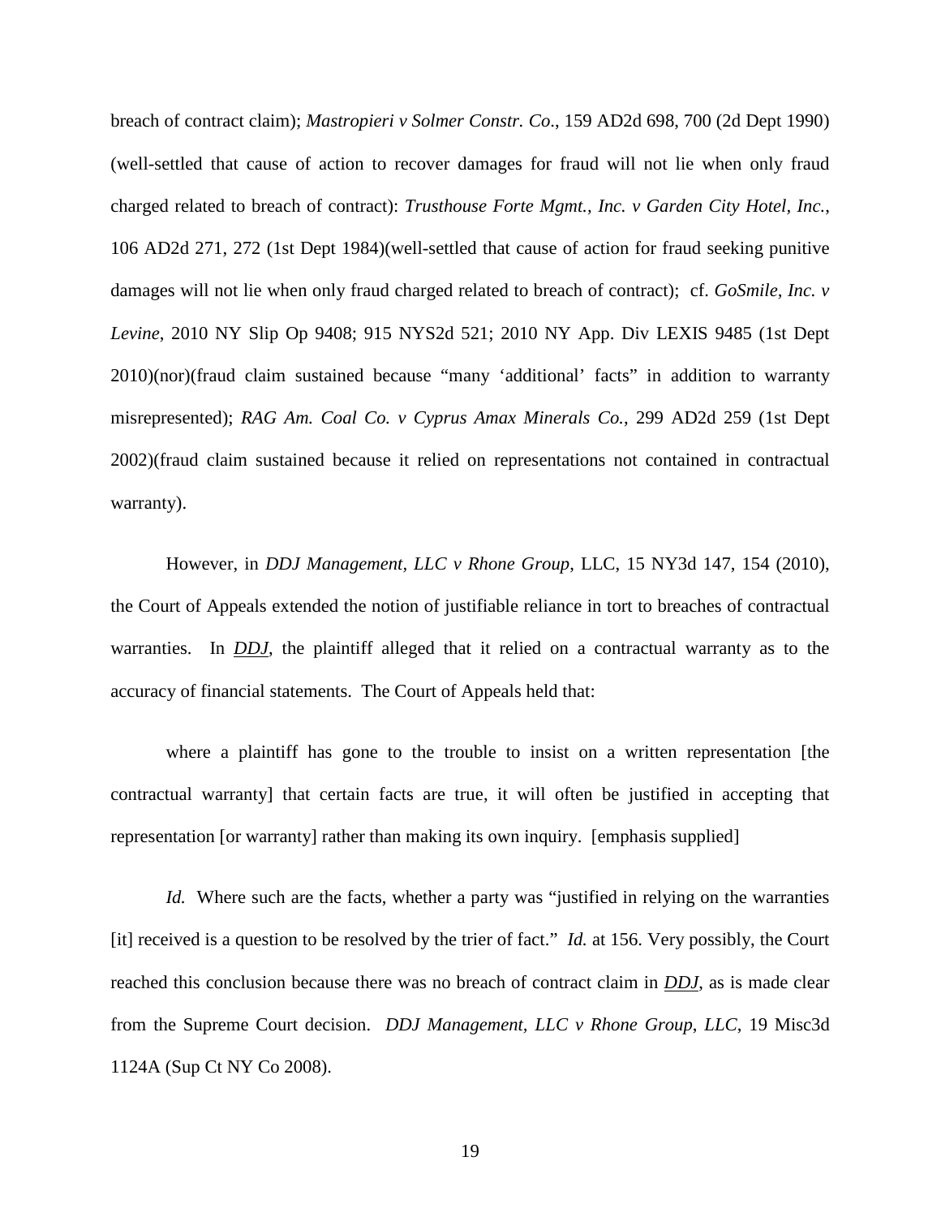breach of contract claim); *Mastropieri v Solmer Constr. Co*., 159 AD2d 698, 700 (2d Dept 1990) (well-settled that cause of action to recover damages for fraud will not lie when only fraud charged related to breach of contract): *Trusthouse Forte Mgmt., Inc. v Garden City Hotel, Inc.,* 106 AD2d 271, 272 (1st Dept 1984)(well-settled that cause of action for fraud seeking punitive damages will not lie when only fraud charged related to breach of contract); cf. *GoSmile, Inc. v Levine*, 2010 NY Slip Op 9408; 915 NYS2d 521; 2010 NY App. Div LEXIS 9485 (1st Dept 2010)(nor)(fraud claim sustained because "many 'additional' facts" in addition to warranty misrepresented); *RAG Am. Coal Co. v Cyprus Amax Minerals Co.*, 299 AD2d 259 (1st Dept 2002)(fraud claim sustained because it relied on representations not contained in contractual warranty).

However, in *DDJ Management, LLC v Rhone Group*, LLC, 15 NY3d 147, 154 (2010), the Court of Appeals extended the notion of justifiable reliance in tort to breaches of contractual warranties. In ***DDJ***, the plaintiff alleged that it relied on a contractual warranty as to the accuracy of financial statements. The Court of Appeals held that:

> where a plaintiff has gone to the trouble to insist on a written representation [the contractual warranty] that certain facts are true, it will often be justified in accepting that representation [or warranty] rather than making its own inquiry. [emphasis supplied]

*Id.* Where such are the facts, whether a party was "justified in relying on the warranties [it] received is a question to be resolved by the trier of fact." *Id.* at 156. Very possibly, the Court reached this conclusion because there was no breach of contract claim in ***DDJ***, as is made clear from the Supreme Court decision. *DDJ Management, LLC v Rhone Group, LLC*, 19 Misc3d 1124A (Sup Ct NY Co 2008).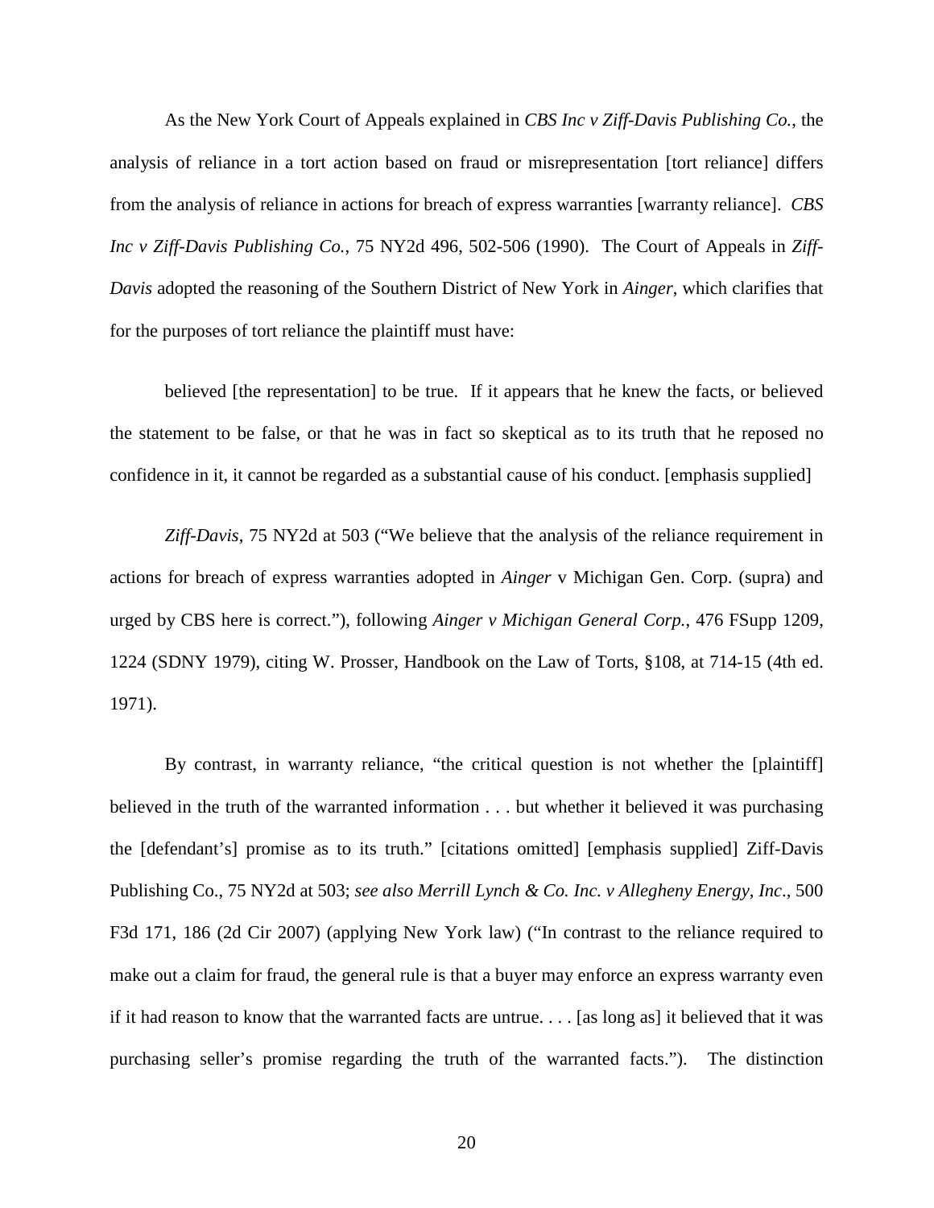As the New York Court of Appeals explained in *CBS Inc v Ziff-Davis Publishing Co.*, the analysis of reliance in a tort action based on fraud or misrepresentation [tort reliance] differs from the analysis of reliance in actions for breach of express warranties [warranty reliance]. *CBS Inc v Ziff-Davis Publishing Co.*, 75 NY2d 496, 502-506 (1990). The Court of Appeals in *Ziff-Davis* adopted the reasoning of the Southern District of New York in *Ainger*, which clarifies that for the purposes of tort reliance the plaintiff must have:

> believed [the representation] to be true. If it appears that he knew the facts, or believed the statement to be false, or that he was in fact so skeptical as to its truth that he reposed no confidence in it, it cannot be regarded as a substantial cause of his conduct. [emphasis supplied]

*Ziff-Davis*, 75 NY2d at 503 ("We believe that the analysis of the reliance requirement in actions for breach of express warranties adopted in *Ainger* v Michigan Gen. Corp. (supra) and urged by CBS here is correct."), following *Ainger v Michigan General Corp.*, 476 FSupp 1209, 1224 (SDNY 1979), citing W. Prosser, Handbook on the Law of Torts, §108, at 714-15 (4th ed. 1971).

By contrast, in warranty reliance, "the critical question is not whether the [plaintiff] believed in the truth of the warranted information . . . but whether it believed it was purchasing the [defendant's] promise as to its truth." [citations omitted] [emphasis supplied] Ziff-Davis Publishing Co., 75 NY2d at 503; *see also Merrill Lynch & Co. Inc. v Allegheny Energy, Inc.*, 500 F3d 171, 186 (2d Cir 2007) (applying New York law) ("In contrast to the reliance required to make out a claim for fraud, the general rule is that a buyer may enforce an express warranty even if it had reason to know that the warranted facts are untrue. . . . [as long as] it believed that it was purchasing seller's promise regarding the truth of the warranted facts."). The distinction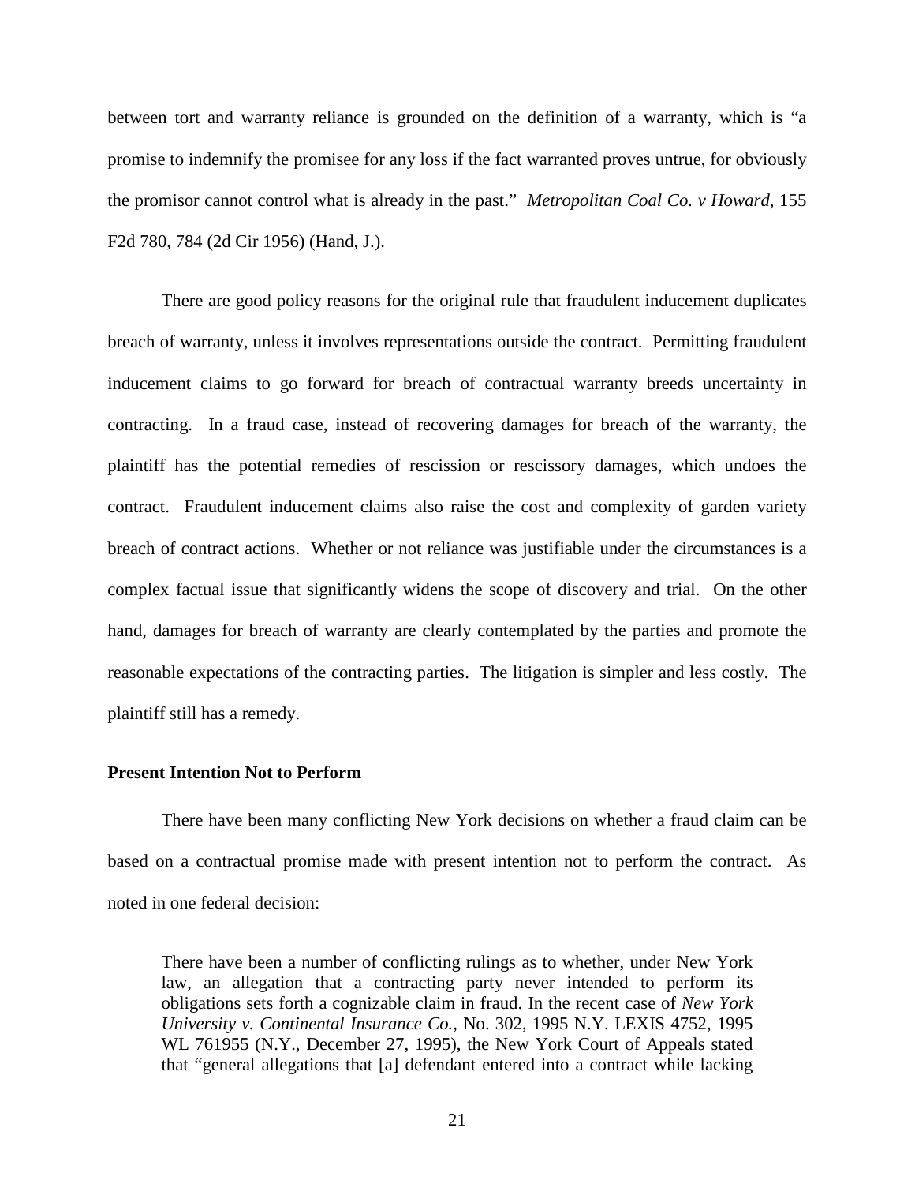between tort and warranty reliance is grounded on the definition of a warranty, which is "a promise to indemnify the promisee for any loss if the fact warranted proves untrue, for obviously the promisor cannot control what is already in the past." *Metropolitan Coal Co. v Howard*, 155 F2d 780, 784 (2d Cir 1956) (Hand, J.).

There are good policy reasons for the original rule that fraudulent inducement duplicates breach of warranty, unless it involves representations outside the contract. Permitting fraudulent inducement claims to go forward for breach of contractual warranty breeds uncertainty in contracting. In a fraud case, instead of recovering damages for breach of the warranty, the plaintiff has the potential remedies of rescission or rescissory damages, which undoes the contract. Fraudulent inducement claims also raise the cost and complexity of garden variety breach of contract actions. Whether or not reliance was justifiable under the circumstances is a complex factual issue that significantly widens the scope of discovery and trial. On the other hand, damages for breach of warranty are clearly contemplated by the parties and promote the reasonable expectations of the contracting parties. The litigation is simpler and less costly. The plaintiff still has a remedy.

**Present Intention Not to Perform**

There have been many conflicting New York decisions on whether a fraud claim can be based on a contractual promise made with present intention not to perform the contract. As noted in one federal decision:

> There have been a number of conflicting rulings as to whether, under New York law, an allegation that a contracting party never intended to perform its obligations sets forth a cognizable claim in fraud. In the recent case of *New York University v. Continental Insurance Co.*, No. 302, 1995 N.Y. LEXIS 4752, 1995 WL 761955 (N.Y., December 27, 1995), the New York Court of Appeals stated that "general allegations that [a] defendant entered into a contract while lacking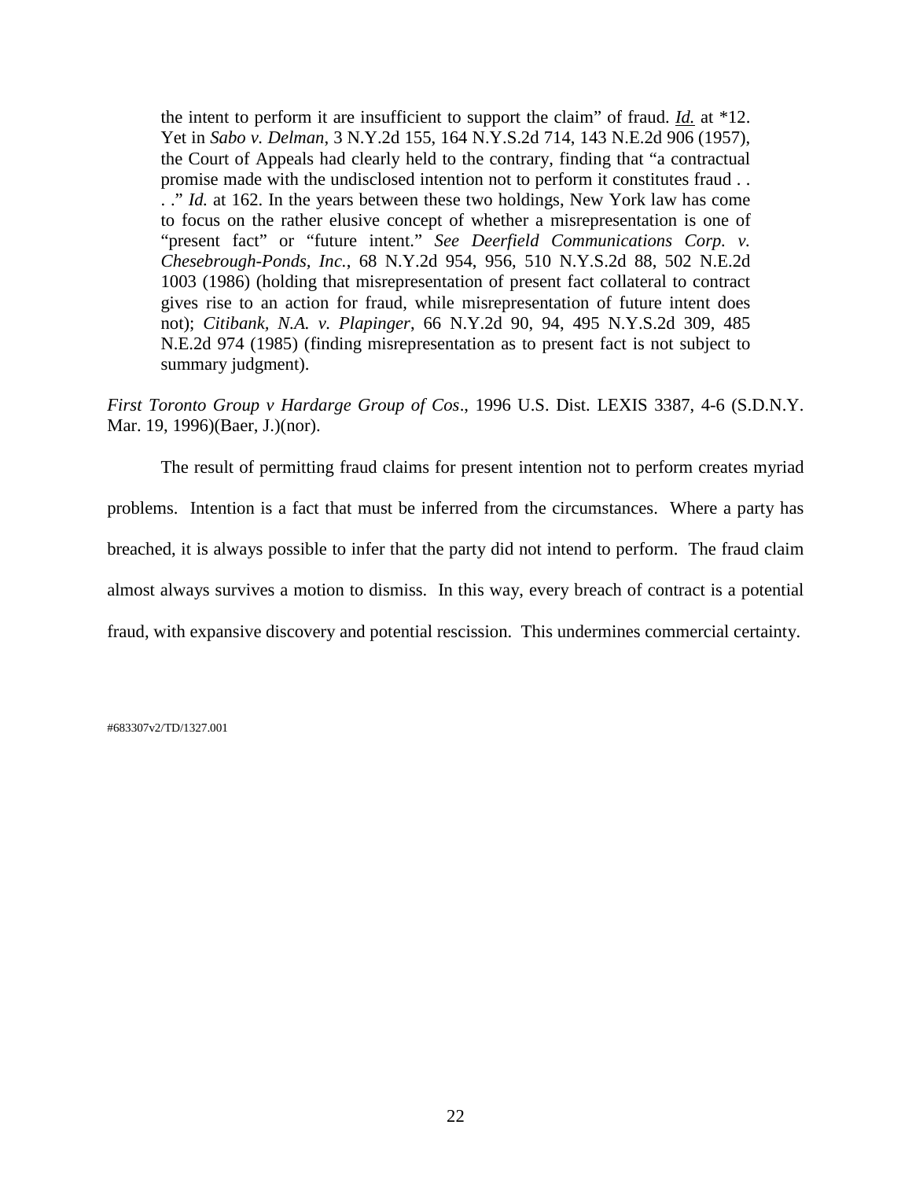> the intent to perform it are insufficient to support the claim" of fraud. *Id.* at *12. Yet in *Sabo v. Delman*, 3 N.Y.2d 155, 164 N.Y.S.2d 714, 143 N.E.2d 906 (1957), the Court of Appeals had clearly held to the contrary, finding that "a contractual promise made with the undisclosed intention not to perform it constitutes fraud . . . ." *Id.* at 162. In the years between these two holdings, New York law has come to focus on the rather elusive concept of whether a misrepresentation is one of "present fact" or "future intent." *See Deerfield Communications Corp. v. Chesebrough-Ponds, Inc.*, 68 N.Y.2d 954, 956, 510 N.Y.S.2d 88, 502 N.E.2d 1003 (1986) (holding that misrepresentation of present fact collateral to contract gives rise to an action for fraud, while misrepresentation of future intent does not); *Citibank, N.A. v. Plapinger*, 66 N.Y.2d 90, 94, 495 N.Y.S.2d 309, 485 N.E.2d 974 (1985) (finding misrepresentation as to present fact is not subject to summary judgment).

*First Toronto Group v Hardarge Group of Cos*., 1996 U.S. Dist. LEXIS 3387, 4-6 (S.D.N.Y. Mar. 19, 1996)(Baer, J.)(nor).

The result of permitting fraud claims for present intention not to perform creates myriad problems. Intention is a fact that must be inferred from the circumstances. Where a party has breached, it is always possible to infer that the party did not intend to perform. The fraud claim almost always survives a motion to dismiss. In this way, every breach of contract is a potential fraud, with expansive discovery and potential rescission. This undermines commercial certainty.

#683307v2/TD/1327.001